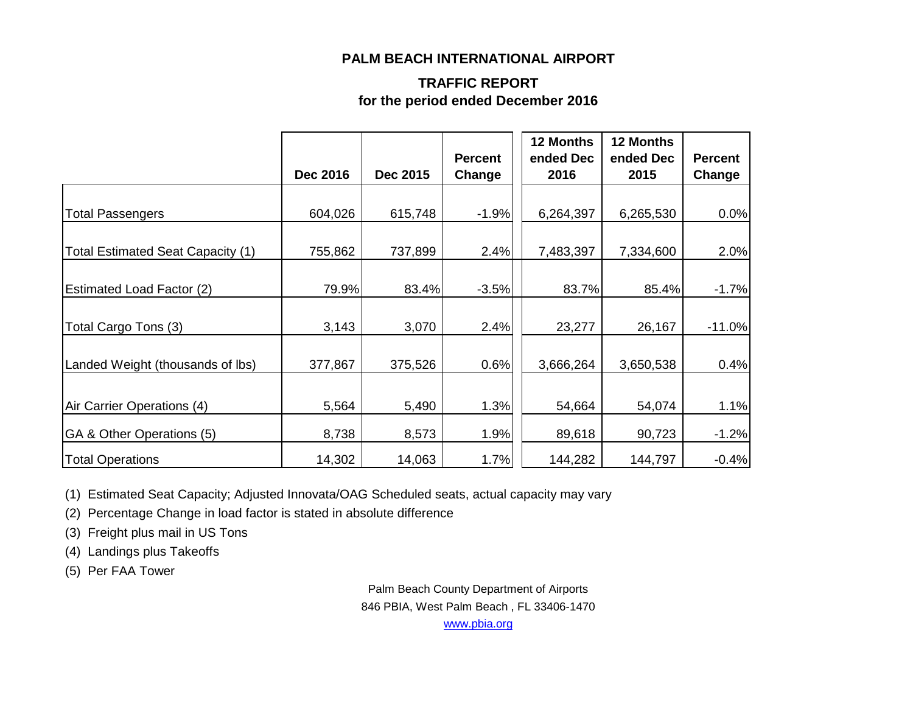# PALM BEACH INTERNATIONAL AIRPORT

## TRAFFIC REPORT
## for the period ended December 2016

| | Dec 2016 | Dec 2015 | Percent Change | 12 Months ended Dec 2016 | 12 Months ended Dec 2015 | Percent Change |
|---|---|---|---|---|---|---|
| Total Passengers | 604,026 | 615,748 | -1.9% | 6,264,397 | 6,265,530 | 0.0% |
| Total Estimated Seat Capacity (1) | 755,862 | 737,899 | 2.4% | 7,483,397 | 7,334,600 | 2.0% |
| Estimated Load Factor (2) | 79.9% | 83.4% | -3.5% | 83.7% | 85.4% | -1.7% |
| Total Cargo Tons (3) | 3,143 | 3,070 | 2.4% | 23,277 | 26,167 | -11.0% |
| Landed Weight (thousands of lbs) | 377,867 | 375,526 | 0.6% | 3,666,264 | 3,650,538 | 0.4% |
| Air Carrier Operations (4) | 5,564 | 5,490 | 1.3% | 54,664 | 54,074 | 1.1% |
| GA & Other Operations (5) | 8,738 | 8,573 | 1.9% | 89,618 | 90,723 | -1.2% |
| Total Operations | 14,302 | 14,063 | 1.7% | 144,282 | 144,797 | -0.4% |

(1) Estimated Seat Capacity; Adjusted Innovata/OAG Scheduled seats, actual capacity may vary

(2) Percentage Change in load factor is stated in absolute difference

(3) Freight plus mail in US Tons

(4) Landings plus Takeoffs

(5) Per FAA Tower

Palm Beach County Department of Airports
846 PBIA, West Palm Beach , FL 33406-1470
www.pbia.org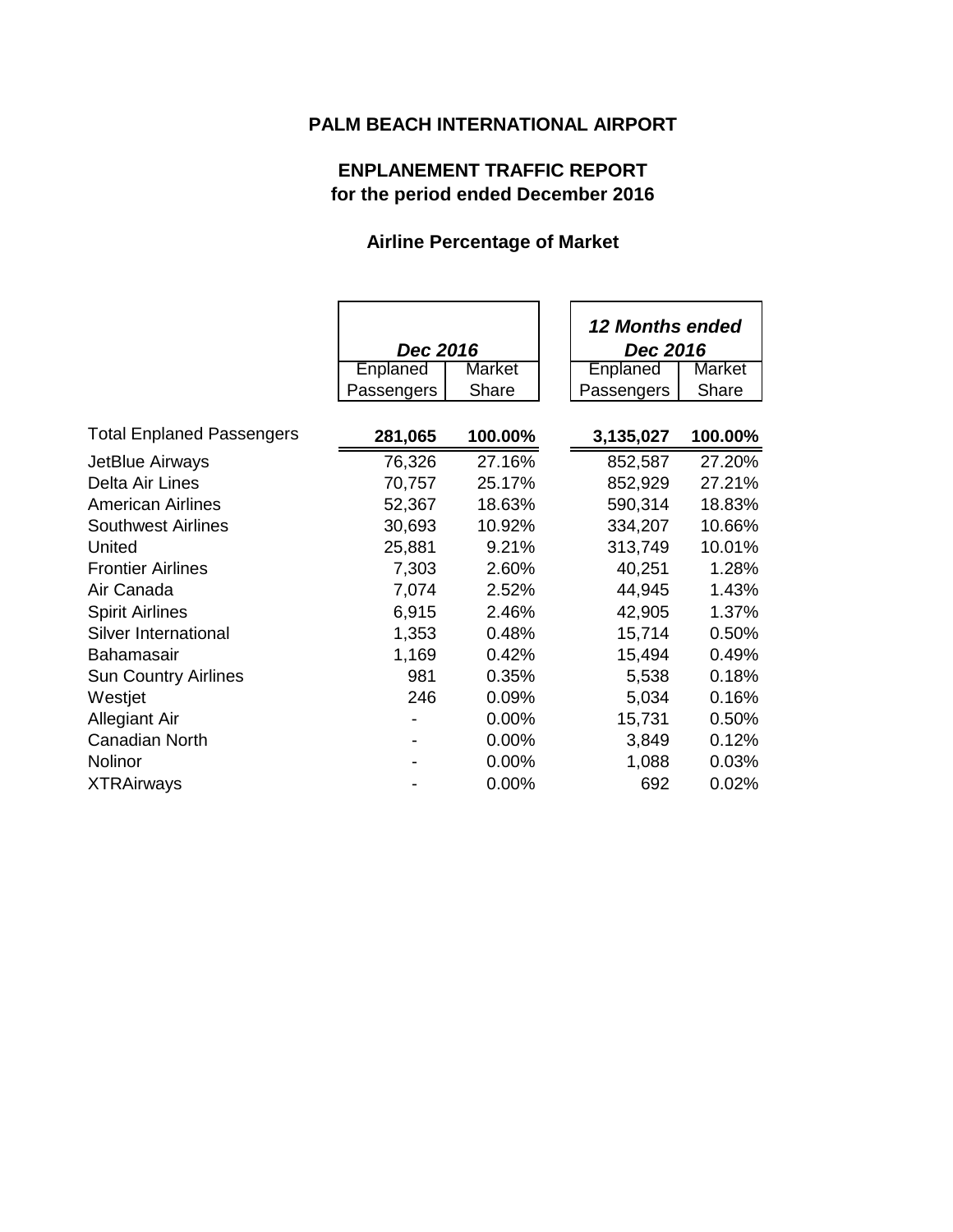# PALM BEACH INTERNATIONAL AIRPORT

## ENPLANEMENT TRAFFIC REPORT
## for the period ended December 2016

### Airline Percentage of Market

| | *Dec 2016* | | *12 Months ended Dec 2016* | |
|---|---|---|---|---|
| | Enplaned Passengers | Market Share | Enplaned Passengers | Market Share |
| Total Enplaned Passengers | **281,065** | **100.00%** | **3,135,027** | **100.00%** |
| JetBlue Airways | 76,326 | 27.16% | 852,587 | 27.20% |
| Delta Air Lines | 70,757 | 25.17% | 852,929 | 27.21% |
| American Airlines | 52,367 | 18.63% | 590,314 | 18.83% |
| Southwest Airlines | 30,693 | 10.92% | 334,207 | 10.66% |
| United | 25,881 | 9.21% | 313,749 | 10.01% |
| Frontier Airlines | 7,303 | 2.60% | 40,251 | 1.28% |
| Air Canada | 7,074 | 2.52% | 44,945 | 1.43% |
| Spirit Airlines | 6,915 | 2.46% | 42,905 | 1.37% |
| Silver International | 1,353 | 0.48% | 15,714 | 0.50% |
| Bahamasair | 1,169 | 0.42% | 15,494 | 0.49% |
| Sun Country Airlines | 981 | 0.35% | 5,538 | 0.18% |
| Westjet | 246 | 0.09% | 5,034 | 0.16% |
| Allegiant Air | - | 0.00% | 15,731 | 0.50% |
| Canadian North | - | 0.00% | 3,849 | 0.12% |
| Nolinor | - | 0.00% | 1,088 | 0.03% |
| XTRAirways | - | 0.00% | 692 | 0.02% |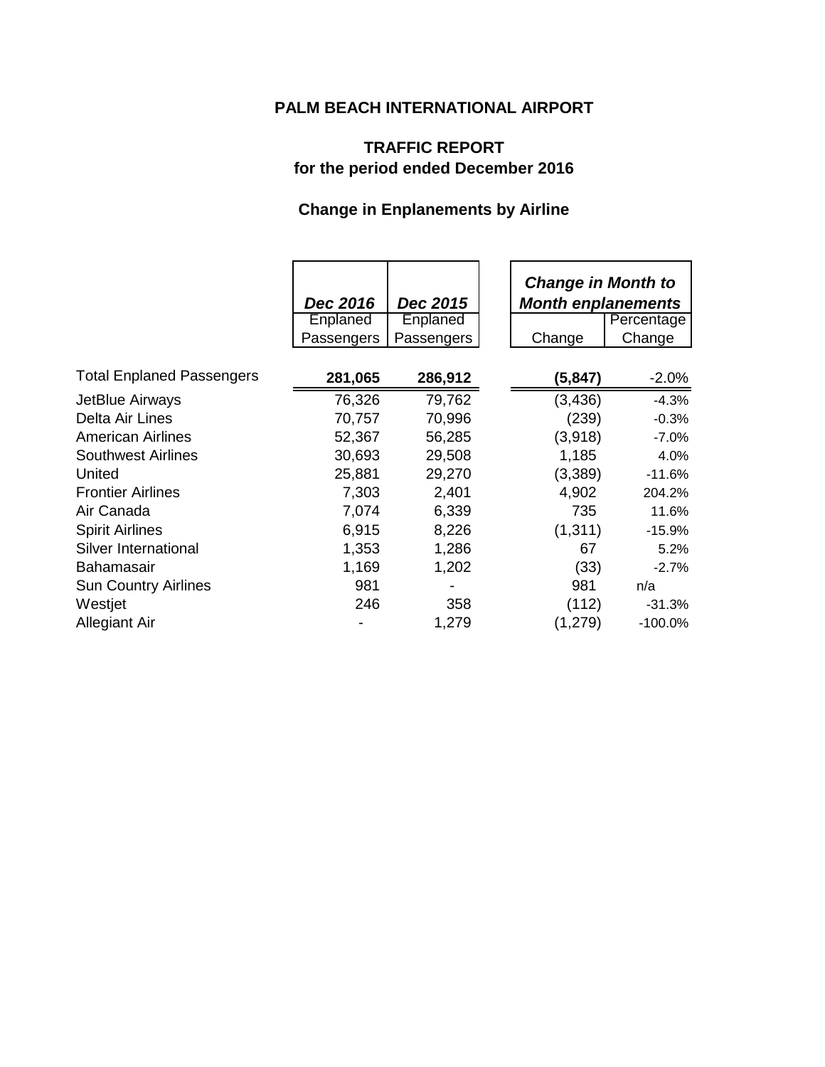# PALM BEACH INTERNATIONAL AIRPORT

## TRAFFIC REPORT
## for the period ended December 2016

### Change in Enplanements by Airline

| | *Dec 2016* | *Dec 2015* | *Change in Month to Month enplanements* | |
|---|---|---|---|---|
| | Enplaned Passengers | Enplaned Passengers | Change | Percentage Change |
| **Total Enplaned Passengers** | **281,065** | **286,912** | **(5,847)** | -2.0% |
| JetBlue Airways | 76,326 | 79,762 | (3,436) | -4.3% |
| Delta Air Lines | 70,757 | 70,996 | (239) | -0.3% |
| American Airlines | 52,367 | 56,285 | (3,918) | -7.0% |
| Southwest Airlines | 30,693 | 29,508 | 1,185 | 4.0% |
| United | 25,881 | 29,270 | (3,389) | -11.6% |
| Frontier Airlines | 7,303 | 2,401 | 4,902 | 204.2% |
| Air Canada | 7,074 | 6,339 | 735 | 11.6% |
| Spirit Airlines | 6,915 | 8,226 | (1,311) | -15.9% |
| Silver International | 1,353 | 1,286 | 67 | 5.2% |
| Bahamasair | 1,169 | 1,202 | (33) | -2.7% |
| Sun Country Airlines | 981 | - | 981 | n/a |
| Westjet | 246 | 358 | (112) | -31.3% |
| Allegiant Air | - | 1,279 | (1,279) | -100.0% |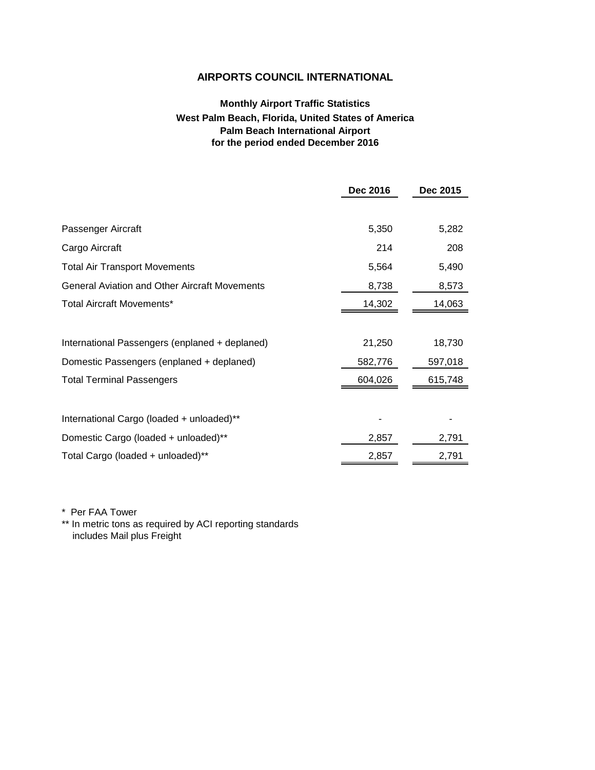# AIRPORTS COUNCIL INTERNATIONAL

## Monthly Airport Traffic Statistics
### West Palm Beach, Florida, United States of America
### Palm Beach International Airport
### for the period ended December 2016

| | Dec 2016 | Dec 2015 |
|---|---|---|
| Passenger Aircraft | 5,350 | 5,282 |
| Cargo Aircraft | 214 | 208 |
| Total Air Transport Movements | 5,564 | 5,490 |
| General Aviation and Other Aircraft Movements | 8,738 | 8,573 |
| Total Aircraft Movements* | 14,302 | 14,063 |
| | | |
| International Passengers (enplaned + deplaned) | 21,250 | 18,730 |
| Domestic Passengers (enplaned + deplaned) | 582,776 | 597,018 |
| Total Terminal Passengers | 604,026 | 615,748 |
| | | |
| International Cargo (loaded + unloaded)** | - | - |
| Domestic Cargo (loaded + unloaded)** | 2,857 | 2,791 |
| Total Cargo (loaded + unloaded)** | 2,857 | 2,791 |

\* Per FAA Tower

** In metric tons as required by ACI reporting standards
includes Mail plus Freight